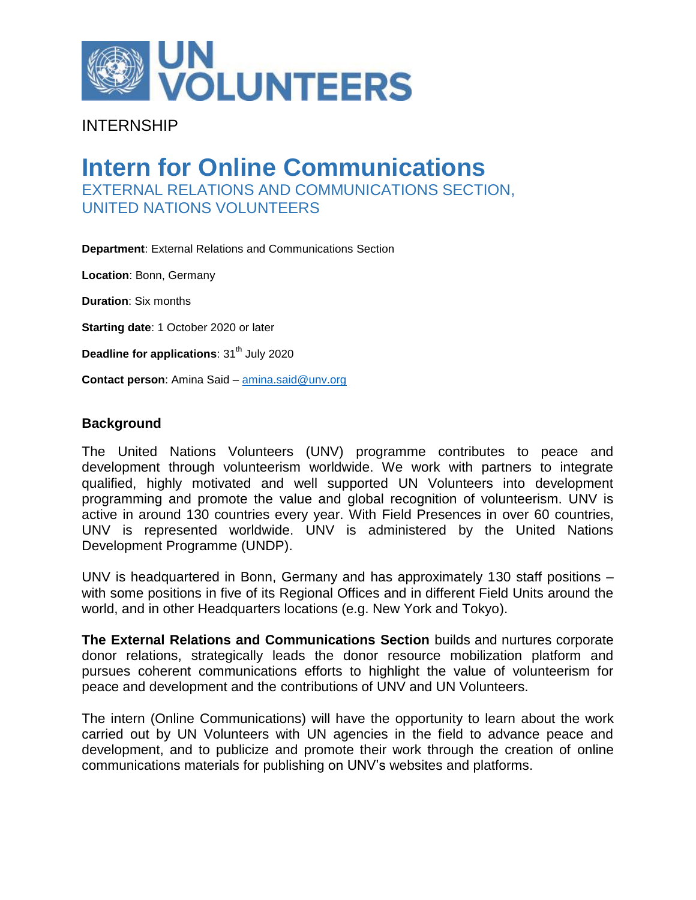UN VOLUNTEERS

INTERNSHIP

# Intern for Online Communications

## EXTERNAL RELATIONS AND COMMUNICATIONS SECTION, UNITED NATIONS VOLUNTEERS

**Department**: External Relations and Communications Section

**Location**: Bonn, Germany

**Duration**: Six months

**Starting date**: 1 October 2020 or later

**Deadline for applications**: 31th July 2020

**Contact person**: Amina Said – amina.said@unv.org

### Background

The United Nations Volunteers (UNV) programme contributes to peace and development through volunteerism worldwide. We work with partners to integrate qualified, highly motivated and well supported UN Volunteers into development programming and promote the value and global recognition of volunteerism. UNV is active in around 130 countries every year. With Field Presences in over 60 countries, UNV is represented worldwide. UNV is administered by the United Nations Development Programme (UNDP).

UNV is headquartered in Bonn, Germany and has approximately 130 staff positions – with some positions in five of its Regional Offices and in different Field Units around the world, and in other Headquarters locations (e.g. New York and Tokyo).

**The External Relations and Communications Section** builds and nurtures corporate donor relations, strategically leads the donor resource mobilization platform and pursues coherent communications efforts to highlight the value of volunteerism for peace and development and the contributions of UNV and UN Volunteers.

The intern (Online Communications) will have the opportunity to learn about the work carried out by UN Volunteers with UN agencies in the field to advance peace and development, and to publicize and promote their work through the creation of online communications materials for publishing on UNV's websites and platforms.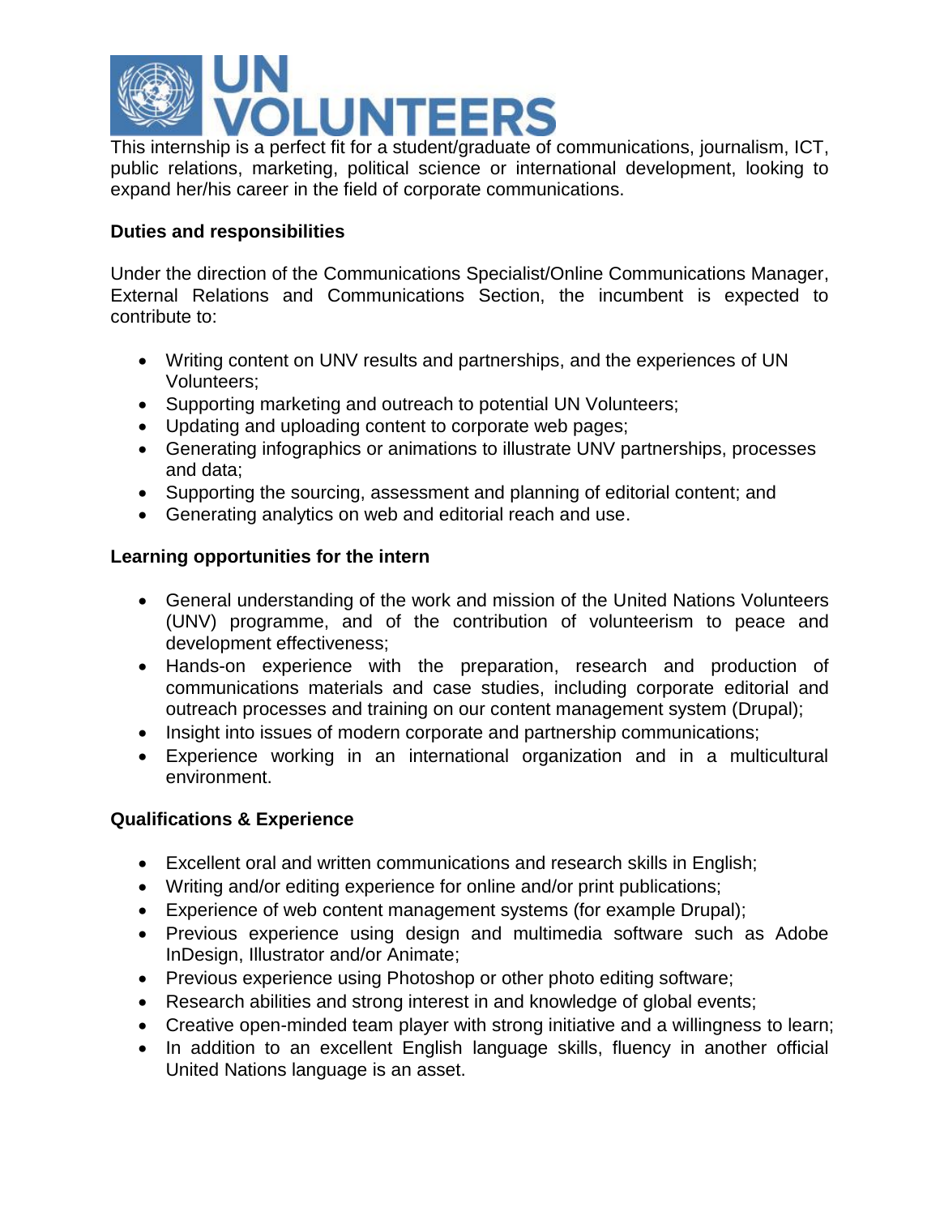This internship is a perfect fit for a student/graduate of communications, journalism, ICT, public relations, marketing, political science or international development, looking to expand her/his career in the field of corporate communications.

**Duties and responsibilities**

Under the direction of the Communications Specialist/Online Communications Manager, External Relations and Communications Section, the incumbent is expected to contribute to:

- Writing content on UNV results and partnerships, and the experiences of UN Volunteers;
- Supporting marketing and outreach to potential UN Volunteers;
- Updating and uploading content to corporate web pages;
- Generating infographics or animations to illustrate UNV partnerships, processes and data;
- Supporting the sourcing, assessment and planning of editorial content; and
- Generating analytics on web and editorial reach and use.

**Learning opportunities for the intern**

- General understanding of the work and mission of the United Nations Volunteers (UNV) programme, and of the contribution of volunteerism to peace and development effectiveness;
- Hands-on experience with the preparation, research and production of communications materials and case studies, including corporate editorial and outreach processes and training on our content management system (Drupal);
- Insight into issues of modern corporate and partnership communications;
- Experience working in an international organization and in a multicultural environment.

**Qualifications & Experience**

- Excellent oral and written communications and research skills in English;
- Writing and/or editing experience for online and/or print publications;
- Experience of web content management systems (for example Drupal);
- Previous experience using design and multimedia software such as Adobe InDesign, Illustrator and/or Animate;
- Previous experience using Photoshop or other photo editing software;
- Research abilities and strong interest in and knowledge of global events;
- Creative open-minded team player with strong initiative and a willingness to learn;
- In addition to an excellent English language skills, fluency in another official United Nations language is an asset.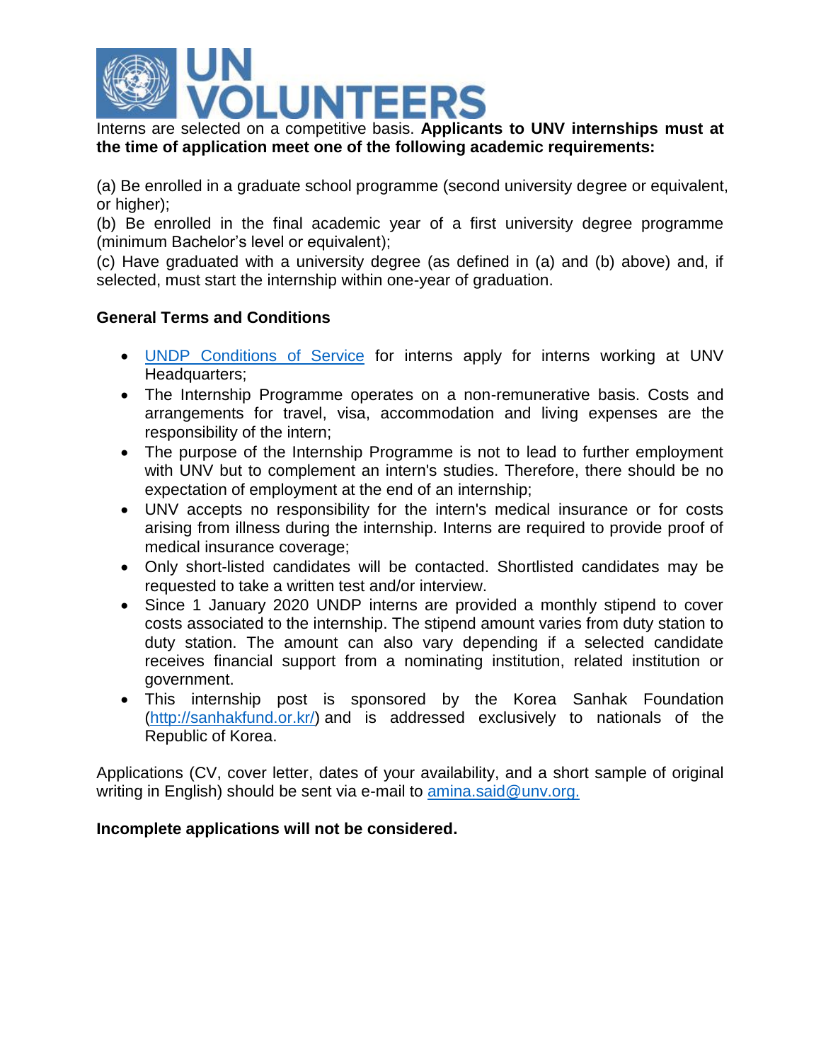Interns are selected on a competitive basis. **Applicants to UNV internships must at the time of application meet one of the following academic requirements:**

(a) Be enrolled in a graduate school programme (second university degree or equivalent, or higher);
(b) Be enrolled in the final academic year of a first university degree programme (minimum Bachelor's level or equivalent);
(c) Have graduated with a university degree (as defined in (a) and (b) above) and, if selected, must start the internship within one-year of graduation.

**General Terms and Conditions**

- [UNDP Conditions of Service]() for interns apply for interns working at UNV Headquarters;
- The Internship Programme operates on a non-remunerative basis. Costs and arrangements for travel, visa, accommodation and living expenses are the responsibility of the intern;
- The purpose of the Internship Programme is not to lead to further employment with UNV but to complement an intern's studies. Therefore, there should be no expectation of employment at the end of an internship;
- UNV accepts no responsibility for the intern's medical insurance or for costs arising from illness during the internship. Interns are required to provide proof of medical insurance coverage;
- Only short-listed candidates will be contacted. Shortlisted candidates may be requested to take a written test and/or interview.
- Since 1 January 2020 UNDP interns are provided a monthly stipend to cover costs associated to the internship. The stipend amount varies from duty station to duty station. The amount can also vary depending if a selected candidate receives financial support from a nominating institution, related institution or government.
- This internship post is sponsored by the Korea Sanhak Foundation (http://sanhakfund.or.kr/) and is addressed exclusively to nationals of the Republic of Korea.

Applications (CV, cover letter, dates of your availability, and a short sample of original writing in English) should be sent via e-mail to amina.said@unv.org.

**Incomplete applications will not be considered.**